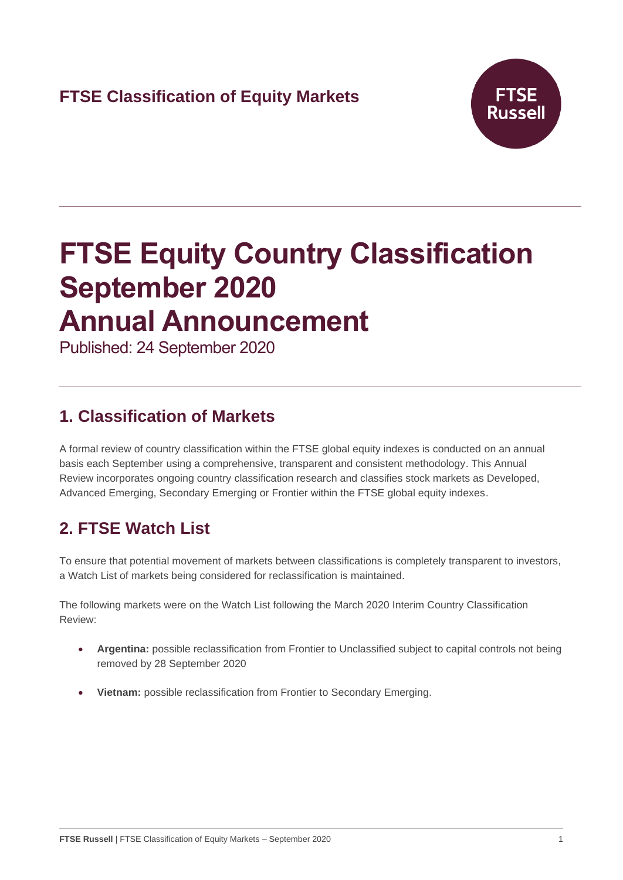**FTSE Classification of Equity Markets**

# FTSE Equity Country Classification September 2020 Annual Announcement

Published: 24 September 2020

## 1. Classification of Markets

A formal review of country classification within the FTSE global equity indexes is conducted on an annual basis each September using a comprehensive, transparent and consistent methodology. This Annual Review incorporates ongoing country classification research and classifies stock markets as Developed, Advanced Emerging, Secondary Emerging or Frontier within the FTSE global equity indexes.

## 2. FTSE Watch List

To ensure that potential movement of markets between classifications is completely transparent to investors, a Watch List of markets being considered for reclassification is maintained.

The following markets were on the Watch List following the March 2020 Interim Country Classification Review:

- **Argentina:** possible reclassification from Frontier to Unclassified subject to capital controls not being removed by 28 September 2020
- **Vietnam:** possible reclassification from Frontier to Secondary Emerging.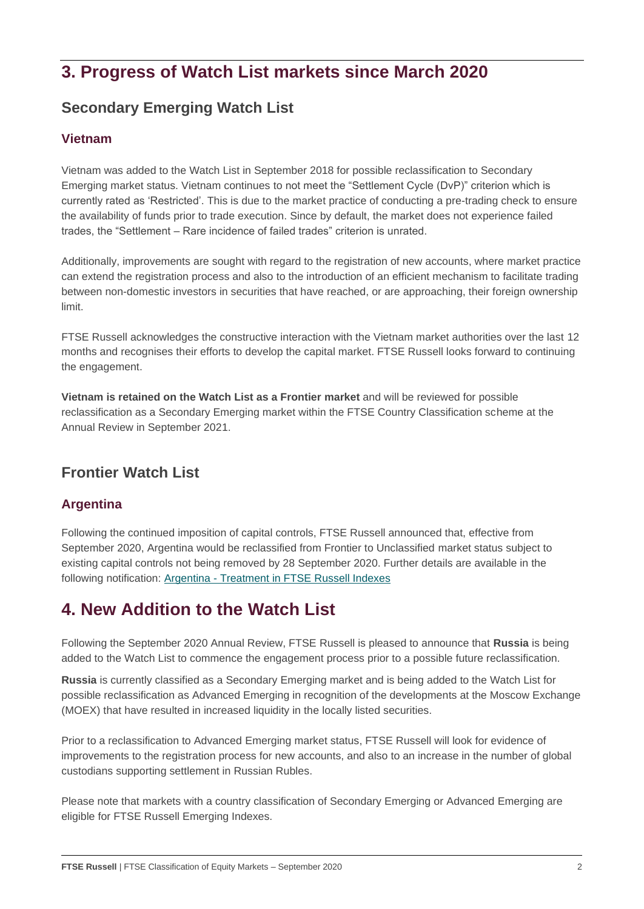## 3. Progress of Watch List markets since March 2020

### Secondary Emerging Watch List

#### Vietnam

Vietnam was added to the Watch List in September 2018 for possible reclassification to Secondary Emerging market status. Vietnam continues to not meet the "Settlement Cycle (DvP)" criterion which is currently rated as 'Restricted'. This is due to the market practice of conducting a pre-trading check to ensure the availability of funds prior to trade execution. Since by default, the market does not experience failed trades, the "Settlement – Rare incidence of failed trades" criterion is unrated.

Additionally, improvements are sought with regard to the registration of new accounts, where market practice can extend the registration process and also to the introduction of an efficient mechanism to facilitate trading between non-domestic investors in securities that have reached, or are approaching, their foreign ownership limit.

FTSE Russell acknowledges the constructive interaction with the Vietnam market authorities over the last 12 months and recognises their efforts to develop the capital market. FTSE Russell looks forward to continuing the engagement.

**Vietnam is retained on the Watch List as a Frontier market** and will be reviewed for possible reclassification as a Secondary Emerging market within the FTSE Country Classification scheme at the Annual Review in September 2021.

### Frontier Watch List

#### Argentina

Following the continued imposition of capital controls, FTSE Russell announced that, effective from September 2020, Argentina would be reclassified from Frontier to Unclassified market status subject to existing capital controls not being removed by 28 September 2020. Further details are available in the following notification: [Argentina - Treatment in FTSE Russell Indexes]

## 4. New Addition to the Watch List

Following the September 2020 Annual Review, FTSE Russell is pleased to announce that **Russia** is being added to the Watch List to commence the engagement process prior to a possible future reclassification.

**Russia** is currently classified as a Secondary Emerging market and is being added to the Watch List for possible reclassification as Advanced Emerging in recognition of the developments at the Moscow Exchange (MOEX) that have resulted in increased liquidity in the locally listed securities.

Prior to a reclassification to Advanced Emerging market status, FTSE Russell will look for evidence of improvements to the registration process for new accounts, and also to an increase in the number of global custodians supporting settlement in Russian Rubles.

Please note that markets with a country classification of Secondary Emerging or Advanced Emerging are eligible for FTSE Russell Emerging Indexes.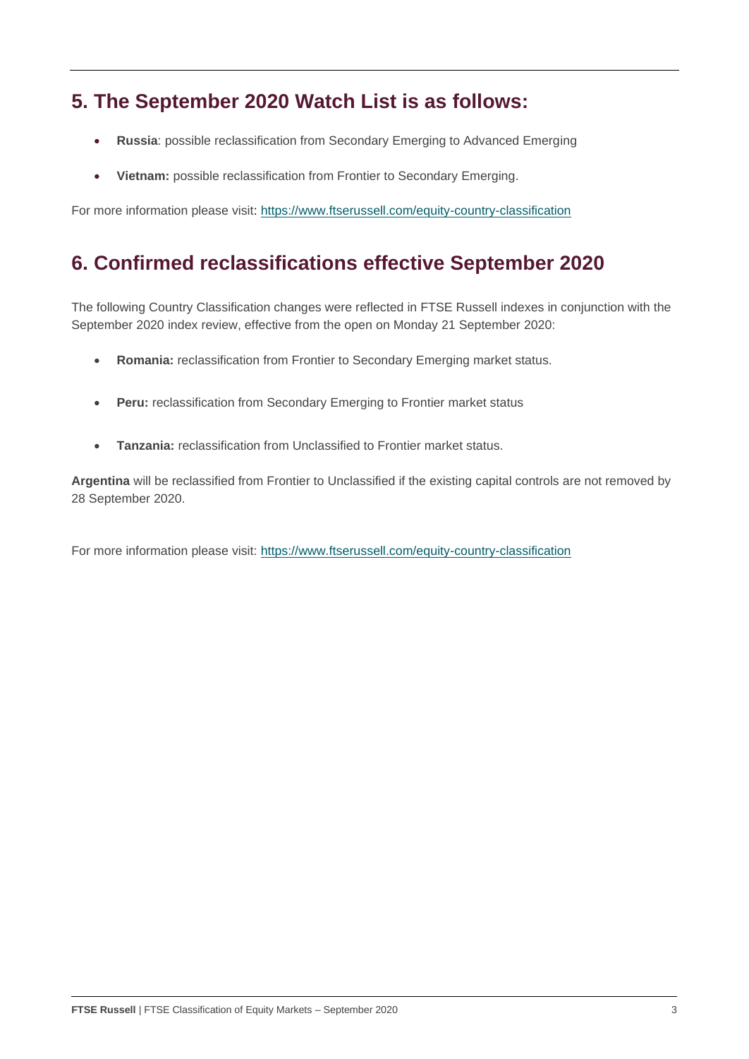## 5. The September 2020 Watch List is as follows:

- **Russia**: possible reclassification from Secondary Emerging to Advanced Emerging
- **Vietnam:** possible reclassification from Frontier to Secondary Emerging.

For more information please visit: https://www.ftserussell.com/equity-country-classification

## 6. Confirmed reclassifications effective September 2020

The following Country Classification changes were reflected in FTSE Russell indexes in conjunction with the September 2020 index review, effective from the open on Monday 21 September 2020:

- **Romania:** reclassification from Frontier to Secondary Emerging market status.
- **Peru:** reclassification from Secondary Emerging to Frontier market status
- **Tanzania:** reclassification from Unclassified to Frontier market status.

**Argentina** will be reclassified from Frontier to Unclassified if the existing capital controls are not removed by 28 September 2020.

For more information please visit: https://www.ftserussell.com/equity-country-classification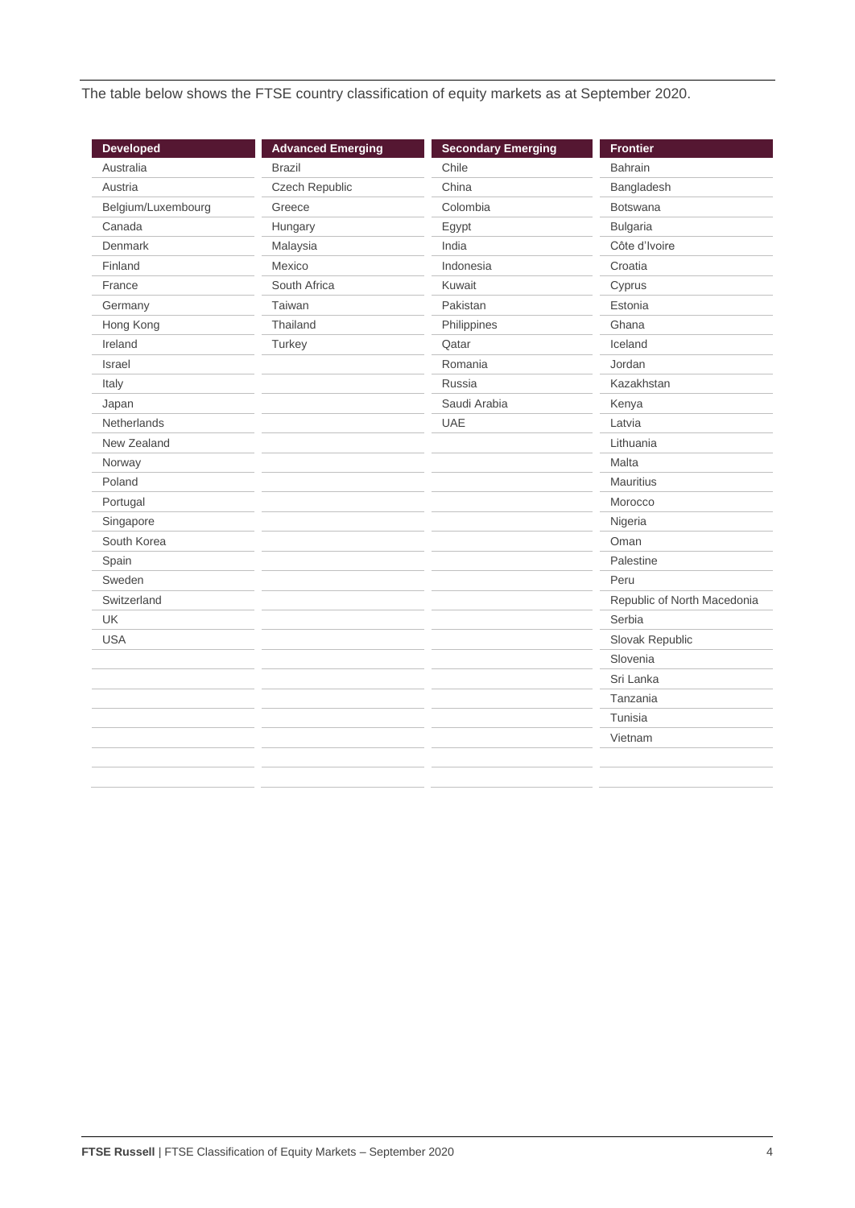The table below shows the FTSE country classification of equity markets as at September 2020.

| Developed | Advanced Emerging | Secondary Emerging | Frontier |
|---|---|---|---|
| Australia | Brazil | Chile | Bahrain |
| Austria | Czech Republic | China | Bangladesh |
| Belgium/Luxembourg | Greece | Colombia | Botswana |
| Canada | Hungary | Egypt | Bulgaria |
| Denmark | Malaysia | India | Côte d'Ivoire |
| Finland | Mexico | Indonesia | Croatia |
| France | South Africa | Kuwait | Cyprus |
| Germany | Taiwan | Pakistan | Estonia |
| Hong Kong | Thailand | Philippines | Ghana |
| Ireland | Turkey | Qatar | Iceland |
| Israel | | Romania | Jordan |
| Italy | | Russia | Kazakhstan |
| Japan | | Saudi Arabia | Kenya |
| Netherlands | | UAE | Latvia |
| New Zealand | | | Lithuania |
| Norway | | | Malta |
| Poland | | | Mauritius |
| Portugal | | | Morocco |
| Singapore | | | Nigeria |
| South Korea | | | Oman |
| Spain | | | Palestine |
| Sweden | | | Peru |
| Switzerland | | | Republic of North Macedonia |
| UK | | | Serbia |
| USA | | | Slovak Republic |
| | | | Slovenia |
| | | | Sri Lanka |
| | | | Tanzania |
| | | | Tunisia |
| | | | Vietnam |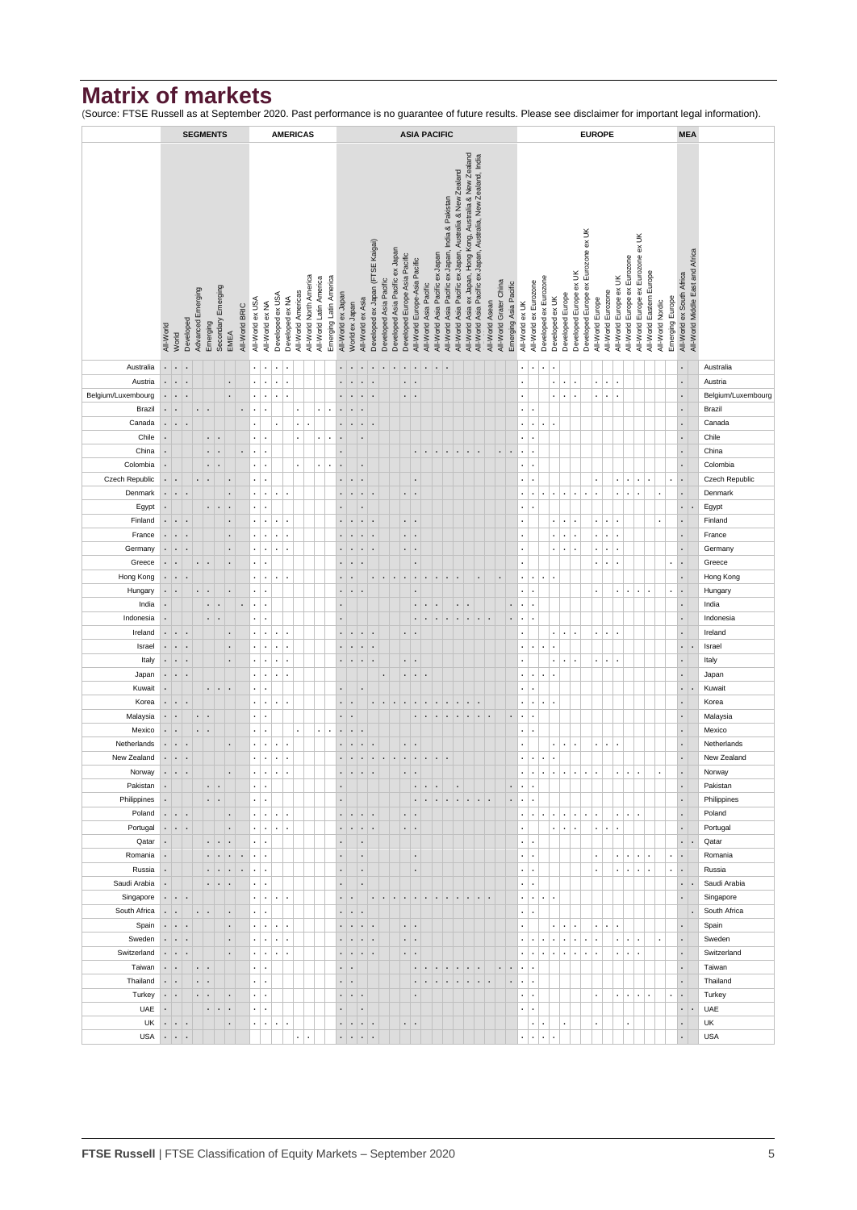# Matrix of markets

(Source: FTSE Russell as at September 2020. Past performance is no guarantee of future results. Please see disclaimer for important legal information).

| | SEGMENTS | | | | | | | | AMERICAS | | | | | | | | ASIA PACIFIC | | | | | | | | | | | | | | | | | EUROPE | | | | | | | | | | | | | | | MEA | | |
|---|---|---|---|---|---|---|---|---|---|---|---|---|---|---|---|---|---|---|---|---|---|---|---|---|---|---|---|---|---|---|---|---|---|---|---|---|---|---|---|---|---|---|---|---|---|---|---|---|---|---|---|
| | All-World | World | Developed | Advanced Emerging | Emerging | Secondary Emerging | EMEA | All-World BRIC | All-World ex USA | All-World ex NA | Developed ex USA | Developed ex NA | All-World Americas | All-World North America | All-World Latin America | Emerging Latin America | All-World ex Japan | World ex Japan | All-World ex Asia | Developed ex Japan (FTSE Kaigai) | Developed Asia Pacific | Developed Asia Pacific ex Japan | Developed Europe Asia Pacific | All-World Europe-Asia Pacific | All-World Asia Pacific | All-World Asia Pacific ex Japan | All-World Asia Pacific ex Japan, India & Pakistan | All-World Asia Pacific ex Japan, Australia & New Zealand | All-World Asia ex Japan, Hong Kong, Australia & New Zealand | All-World Asia Pacific ex Japan, Australia, New Zealand, India | All-World Asean | All-World Grater China | Emerging Asia Pacific | All-World ex UK | All-World ex Eurozone | Developed ex Eurozone | Developed ex UK | Developed Europe | Developed Europe ex UK | Developed Europe ex Eurozone ex UK | All-World Europe | All-World Eurozone | All-World Europe ex UK | All-World Europe ex Eurozone | All-World Europe ex Eurozone ex UK | All-World Eastern Europe | All-World Nordic | Emerging Europe | All-World ex South Africa | All-World Middle East and Africa | |
| Australia | · | · | · | | | | | | · | · | · | · | | | | | · | · | · | · | · | · | · | · | · | · | · | | | | | | | · | · | · | · | | | | | | | | | | | | · | | Australia |
| Austria | · | · | · | | | | · | | · | · | · | · | | | | | · | · | · | · | | | · | · | | | | | | | | | | · | | | · | · | · | | · | · | · | | | | | | · | | Austria |
| Belgium/Luxembourg | · | · | · | | | | · | | · | · | · | · | | | | | · | · | · | · | | | · | · | | | | | | | | | | · | | | · | · | · | | · | · | · | | | | | | · | | Belgium/Luxembourg |
| Brazil | · | · | | · | · | | | · | · | · | | | · | | · | · | · | · | · | | | | | | | | | | | | | | | · | · | | | | | | | | | | | | | | · | | Brazil |
| Canada | · | · | · | | | | | | · | | · | | · | · | | | · | · | · | · | | | | | | | | | | | | | | · | · | · | · | | | | | | | | | | | | · | | Canada |
| Chile | · | | | | · | · | | | · | · | | | · | | · | · | · | | · | | | | | | | | | | | | | | | · | · | | | | | | | | | | | | | | · | | Chile |
| China | · | | | | · | · | | · | · | · | | | | | | | · | | | | | | | · | · | · | · | · | · | · | | · | · | · | · | | | | | | | | | | | | | | · | | China |
| Colombia | · | | | | · | · | | | · | · | | | · | | · | · | · | | · | | | | | | | | | | | | | | | · | · | | | | | | | | | | | | | | · | | Colombia |
| Czech Republic | · | · | | · | · | | · | | · | · | | | | | | | · | · | · | | | | | · | | | | | | | | | | · | · | | | | | | · | | · | · | · | · | | · | · | | Czech Republic |
| Denmark | · | · | · | | | | · | | · | · | · | · | | | | | · | · | · | · | | | · | · | | | | | | | | | | · | · | · | · | · | · | · | · | | · | · | · | | · | | · | | Denmark |
| Egypt | · | | | | · | · | · | | · | · | | | | | | | · | | · | | | | | | | | | | | | | | | · | · | | | | | | | | | | | | | | · | · | Egypt |
| Finland | · | · | · | | | | · | | · | · | · | · | | | | | · | · | · | · | | | · | · | | | | | | | | | | · | | | · | · | · | | · | · | · | | | | · | | · | | Finland |
| France | · | · | · | | | | · | | · | · | · | · | | | | | · | · | · | · | | | · | · | | | | | | | | | | · | | | · | · | · | | · | · | · | | | | | | · | | France |
| Germany | · | · | · | | | | · | | · | · | · | · | | | | | · | · | · | · | | | · | · | | | | | | | | | | · | | | · | · | · | | · | · | · | | | | | | · | | Germany |
| Greece | · | · | | · | · | | | | · | · | | | | | | | · | · | · | | | | | · | | | | | | | | | | · | | | | | | | · | · | · | | | | | · | · | | Greece |
| Hong Kong | · | · | · | | | | | | · | · | · | · | | | | | · | · | | · | · | · | · | · | · | · | · | · | | · | | · | | · | · | · | · | | | | | | | | | | | | · | | Hong Kong |
| Hungary | · | · | | · | · | | · | | · | · | | | | | | | · | · | · | | | | | · | | | | | | | | | | · | · | | | | | | · | | · | · | · | · | | · | · | | Hungary |
| India | · | | | | · | · | | · | · | · | | | | | | | · | | | | | | | · | · | · | | · | · | | | | · | · | · | | | | | | | | | | | | | | · | | India |
| Indonesia | · | | | | · | · | | | · | · | | | | | | | · | | | | | | | · | · | · | · | · | · | · | · | | · | · | · | | | | | | | | | | | | | | · | | Indonesia |
| Ireland | · | · | · | | | | · | | · | · | · | · | | | | | · | · | · | · | | | · | · | | | | | | | | | | · | | | · | · | · | | · | · | · | | | | | | · | | Ireland |
| Israel | · | · | · | | | | · | | · | · | · | · | | | | | · | · | · | · | | | | | | | | | | | | | | · | · | · | · | | | | | | | | | | | | · | · | Israel |
| Italy | · | · | · | | | | · | | · | · | · | · | | | | | · | · | · | · | | | · | · | | | | | | | | | | · | | | · | · | · | | · | · | · | | | | | | · | | Italy |
| Japan | · | · | · | | | | | | · | · | · | · | | | | | | | | | · | | · | · | · | | | | | | | | | · | · | · | · | | | | | | | | | | | | · | | Japan |
| Kuwait | · | | | | · | · | · | | · | · | | | | | | | · | | · | | | | | | | | | | | | | | | · | · | | | | | | | | | | | | | | · | · | Kuwait |
| Korea | · | · | · | | | | | | · | · | · | · | | | | | · | · | | · | · | · | · | · | · | · | · | · | · | · | | | | · | · | · | · | | | | | | | | | | | | · | | Korea |
| Malaysia | · | · | | · | · | | | | · | · | | | | | | | · | · | | | | | | · | · | · | · | · | · | · | · | | · | · | · | | | | | | | | | | | | | | · | | Malaysia |
| Mexico | · | · | | · | · | | | | · | · | | | · | | · | · | · | · | · | | | | | | | | | | | | | | | · | · | | | | | | | | | | | | | | · | | Mexico |
| Netherlands | · | · | · | | | | · | | · | · | · | · | | | | | · | · | · | · | | | · | · | | | | | | | | | | · | | | · | · | · | | · | · | · | | | | | | · | | Netherlands |
| New Zealand | · | · | · | | | | | | · | · | · | · | | | | | · | · | · | · | · | · | · | · | · | · | · | | | | | | | · | · | · | · | | | | | | | | | | | | · | | New Zealand |
| Norway | · | · | · | | | | · | | · | · | · | · | | | | | · | · | · | · | | | · | · | | | | | | | | | | · | · | · | · | · | · | · | · | | · | · | · | | · | | · | | Norway |
| Pakistan | · | | | | · | · | | | · | · | | | | | | | · | | | | | | | · | · | · | | · | | | | | · | · | · | | | | | | | | | | | | | | · | | Pakistan |
| Philippines | · | | | | · | · | | | · | · | | | | | | | · | | | | | | | · | · | · | · | · | · | · | · | | · | · | · | | | | | | | | | | | | | | · | | Philippines |
| Poland | · | · | · | | | | · | | · | · | · | · | | | | | · | · | · | · | | | · | · | | | | | | | | | | · | · | · | · | · | · | · | · | | · | · | · | | | | · | | Poland |
| Portugal | · | · | · | | | | · | | · | · | · | · | | | | | · | · | · | · | | | · | · | | | | | | | | | | · | | | · | · | · | | · | · | · | | | | | | · | | Portugal |
| Qatar | · | | | | · | · | · | | · | · | | | | | | | · | | · | | | | | | | | | | | | | | | · | · | | | | | | | | | | | | | | · | · | Qatar |
| Romania | · | | | | · | · | · | · | · | · | | | | | | | · | | · | | | | | · | | | | | | | | | | · | · | | | | | | · | | · | · | · | · | | · | · | | Romania |
| Russia | · | | | | · | · | · | · | · | · | | | | | | | · | | · | | | | | · | | | | | | | | | | · | · | | | | | | · | | · | · | · | · | | · | · | | Russia |
| Saudi Arabia | · | | | | · | · | · | | · | · | | | | | | | · | | · | | | | | | | | | | | | | | | · | · | | | | | | | | | | | | | | · | · | Saudi Arabia |
| Singapore | · | · | · | | | | | | · | · | · | · | | | | | · | · | | · | · | · | · | · | · | · | · | · | · | · | · | | | · | · | · | · | | | | | | | | | | | | · | | Singapore |
| South Africa | · | · | | · | · | | | | · | · | | | | | | | · | · | · | | | | | | | | | | | | | | | · | · | | | | | | | | | | | | | | | · | South Africa |
| Spain | · | · | · | | | | · | | · | · | · | · | | | | | · | · | · | · | | | · | · | | | | | | | | | | · | | | · | · | · | | · | · | · | | | | | | · | | Spain |
| Sweden | · | · | · | | | | · | | · | · | · | · | | | | | · | · | · | · | | | · | · | | | | | | | | | | · | · | · | · | · | · | · | · | | · | · | · | | · | | · | | Sweden |
| Switzerland | · | · | · | | | | · | | · | · | · | · | | | | | · | · | · | · | | | · | · | | | | | | | | | | · | · | · | · | · | · | · | · | | · | · | · | | | | · | | Switzerland |
| Taiwan | · | · | | · | · | | | | · | · | | | | | | | · | · | | | | | | · | · | · | · | · | · | · | | · | · | · | · | | | | | | | | | | | | | | · | | Taiwan |
| Thailand | · | · | | · | · | | | | · | · | | | | | | | · | · | | | | | | · | · | · | · | · | · | · | · | | · | · | · | | | | | | | | | | | | | | · | | Thailand |
| Turkey | · | · | | · | · | | · | | · | · | | | | | | | · | · | · | | | | | · | | | | | | | | | | · | · | | | | | | · | | · | · | · | · | | · | · | | Turkey |
| UAE | · | | | | · | · | · | | · | · | | | | | | | · | | · | | | | | | | | | | | | | | | · | · | | | | | | | | | | | | | | · | · | UAE |
| UK | · | · | · | | | | · | | · | · | · | · | | | | | · | · | · | · | | | · | · | | | | | | | | | | | · | · | | · | | | · | | | · | | | | | · | | UK |
| USA | · | · | · | | | | | | | | | | · | · | | | · | · | · | · | | | | | | | | | | | | | | · | · | · | · | | | | | | | | | | | | · | | USA |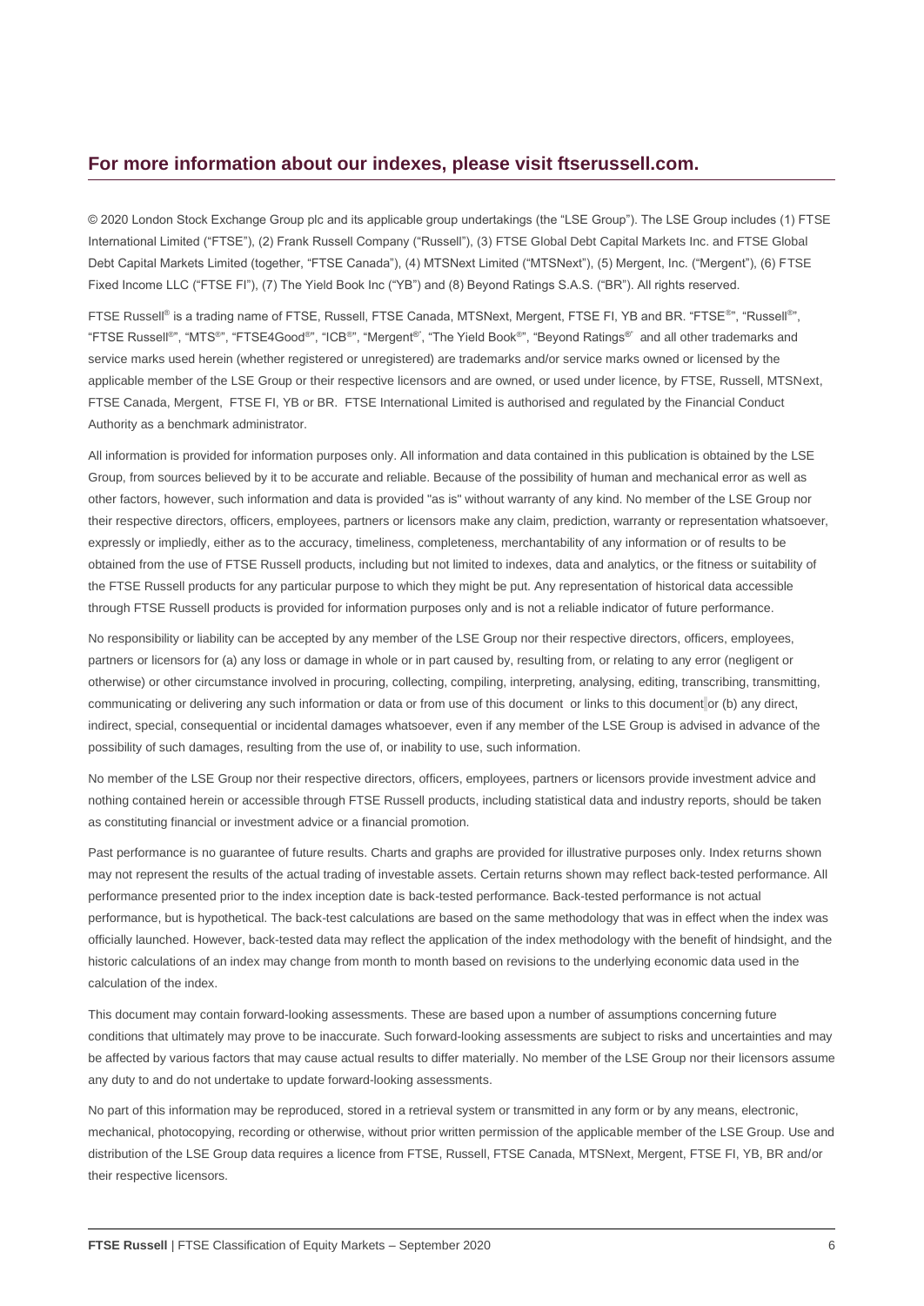## For more information about our indexes, please visit ftserussell.com.

© 2020 London Stock Exchange Group plc and its applicable group undertakings (the "LSE Group"). The LSE Group includes (1) FTSE International Limited ("FTSE"), (2) Frank Russell Company ("Russell"), (3) FTSE Global Debt Capital Markets Inc. and FTSE Global Debt Capital Markets Limited (together, "FTSE Canada"), (4) MTSNext Limited ("MTSNext"), (5) Mergent, Inc. ("Mergent"), (6) FTSE Fixed Income LLC ("FTSE FI"), (7) The Yield Book Inc ("YB") and (8) Beyond Ratings S.A.S. ("BR"). All rights reserved.

FTSE Russell® is a trading name of FTSE, Russell, FTSE Canada, MTSNext, Mergent, FTSE FI, YB and BR. "FTSE®", "Russell®", "FTSE Russell®", "MTS®", "FTSE4Good®", "ICB®", "Mergent®", "The Yield Book®", "Beyond Ratings®" and all other trademarks and service marks used herein (whether registered or unregistered) are trademarks and/or service marks owned or licensed by the applicable member of the LSE Group or their respective licensors and are owned, or used under licence, by FTSE, Russell, MTSNext, FTSE Canada, Mergent, FTSE FI, YB or BR. FTSE International Limited is authorised and regulated by the Financial Conduct Authority as a benchmark administrator.

All information is provided for information purposes only. All information and data contained in this publication is obtained by the LSE Group, from sources believed by it to be accurate and reliable. Because of the possibility of human and mechanical error as well as other factors, however, such information and data is provided "as is" without warranty of any kind. No member of the LSE Group nor their respective directors, officers, employees, partners or licensors make any claim, prediction, warranty or representation whatsoever, expressly or impliedly, either as to the accuracy, timeliness, completeness, merchantability of any information or of results to be obtained from the use of FTSE Russell products, including but not limited to indexes, data and analytics, or the fitness or suitability of the FTSE Russell products for any particular purpose to which they might be put. Any representation of historical data accessible through FTSE Russell products is provided for information purposes only and is not a reliable indicator of future performance.

No responsibility or liability can be accepted by any member of the LSE Group nor their respective directors, officers, employees, partners or licensors for (a) any loss or damage in whole or in part caused by, resulting from, or relating to any error (negligent or otherwise) or other circumstance involved in procuring, collecting, compiling, interpreting, analysing, editing, transcribing, transmitting, communicating or delivering any such information or data or from use of this document or links to this document or (b) any direct, indirect, special, consequential or incidental damages whatsoever, even if any member of the LSE Group is advised in advance of the possibility of such damages, resulting from the use of, or inability to use, such information.

No member of the LSE Group nor their respective directors, officers, employees, partners or licensors provide investment advice and nothing contained herein or accessible through FTSE Russell products, including statistical data and industry reports, should be taken as constituting financial or investment advice or a financial promotion.

Past performance is no guarantee of future results. Charts and graphs are provided for illustrative purposes only. Index returns shown may not represent the results of the actual trading of investable assets. Certain returns shown may reflect back-tested performance. All performance presented prior to the index inception date is back-tested performance. Back-tested performance is not actual performance, but is hypothetical. The back-test calculations are based on the same methodology that was in effect when the index was officially launched. However, back-tested data may reflect the application of the index methodology with the benefit of hindsight, and the historic calculations of an index may change from month to month based on revisions to the underlying economic data used in the calculation of the index.

This document may contain forward-looking assessments. These are based upon a number of assumptions concerning future conditions that ultimately may prove to be inaccurate. Such forward-looking assessments are subject to risks and uncertainties and may be affected by various factors that may cause actual results to differ materially. No member of the LSE Group nor their licensors assume any duty to and do not undertake to update forward-looking assessments.

No part of this information may be reproduced, stored in a retrieval system or transmitted in any form or by any means, electronic, mechanical, photocopying, recording or otherwise, without prior written permission of the applicable member of the LSE Group. Use and distribution of the LSE Group data requires a licence from FTSE, Russell, FTSE Canada, MTSNext, Mergent, FTSE FI, YB, BR and/or their respective licensors.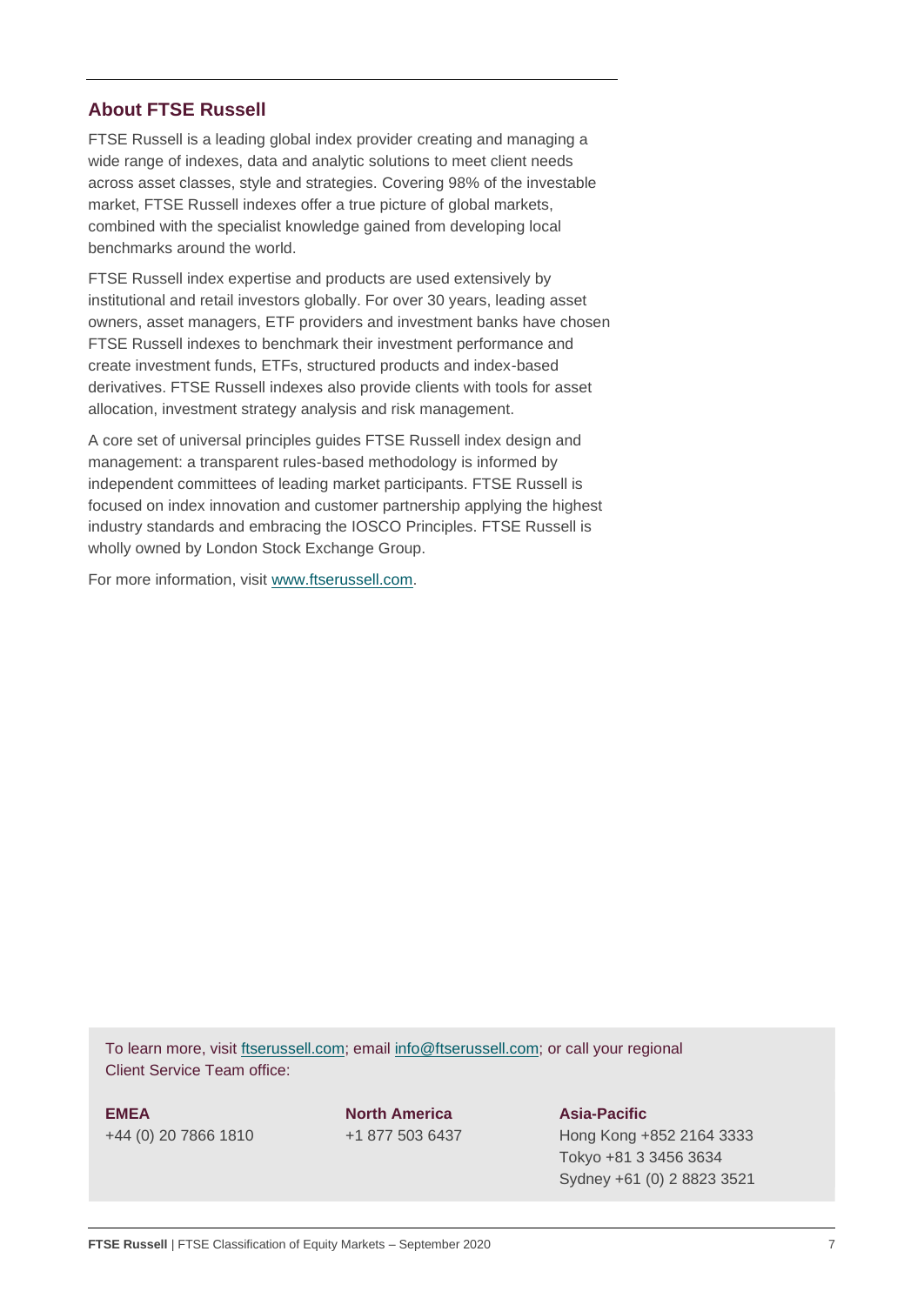## About FTSE Russell

FTSE Russell is a leading global index provider creating and managing a wide range of indexes, data and analytic solutions to meet client needs across asset classes, style and strategies. Covering 98% of the investable market, FTSE Russell indexes offer a true picture of global markets, combined with the specialist knowledge gained from developing local benchmarks around the world.

FTSE Russell index expertise and products are used extensively by institutional and retail investors globally. For over 30 years, leading asset owners, asset managers, ETF providers and investment banks have chosen FTSE Russell indexes to benchmark their investment performance and create investment funds, ETFs, structured products and index-based derivatives. FTSE Russell indexes also provide clients with tools for asset allocation, investment strategy analysis and risk management.

A core set of universal principles guides FTSE Russell index design and management: a transparent rules-based methodology is informed by independent committees of leading market participants. FTSE Russell is focused on index innovation and customer partnership applying the highest industry standards and embracing the IOSCO Principles. FTSE Russell is wholly owned by London Stock Exchange Group.

For more information, visit www.ftserussell.com.

To learn more, visit ftserussell.com; email info@ftserussell.com; or call your regional Client Service Team office:

**EMEA**
+44 (0) 20 7866 1810

**North America**
+1 877 503 6437

**Asia-Pacific**
Hong Kong +852 2164 3333
Tokyo +81 3 3456 3634
Sydney +61 (0) 2 8823 3521